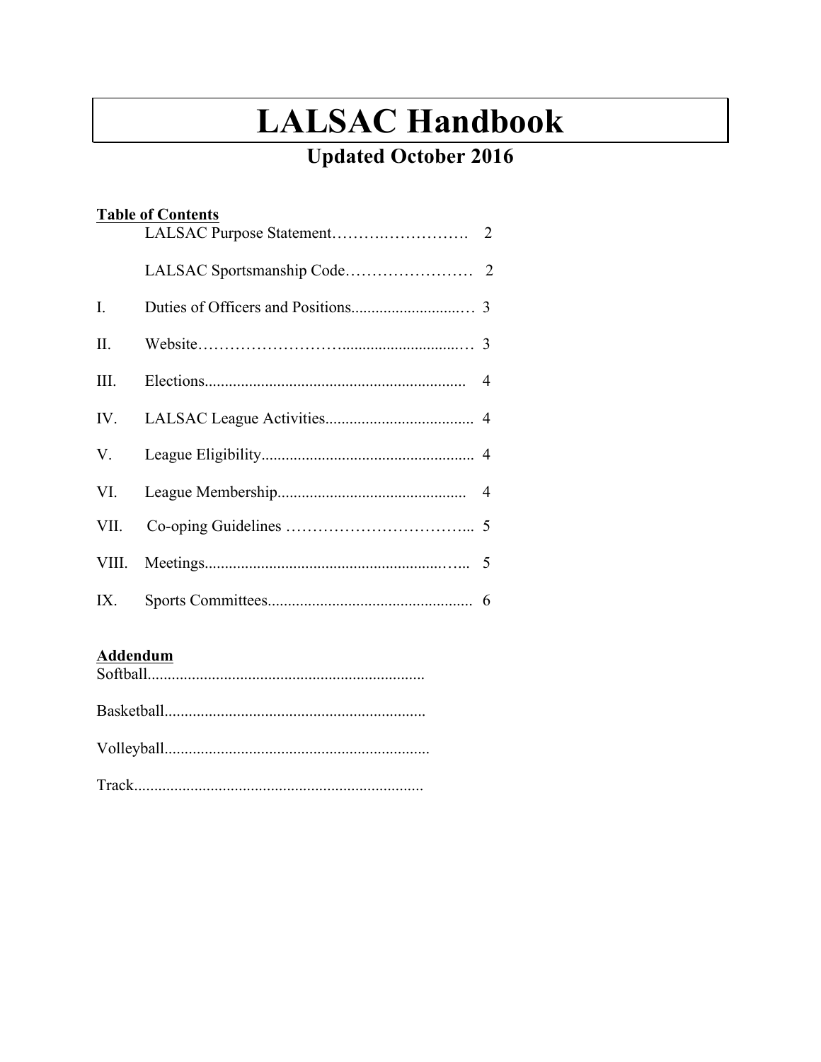# LALSAC Handbook

## Updated October 2016

**Table of Contents**

| | | |
|---|---|---|
| | LALSAC Purpose Statement | 2 |
| | LALSAC Sportsmanship Code | 2 |
| I. | Duties of Officers and Positions | 3 |
| II. | Website | 3 |
| III. | Elections | 4 |
| IV. | LALSAC League Activities | 4 |
| V. | League Eligibility | 4 |
| VI. | League Membership | 4 |
| VII. | Co-oping Guidelines | 5 |
| VIII. | Meetings | 5 |
| IX. | Sports Committees | 6 |

**Addendum**

Softball

Basketball

Volleyball

Track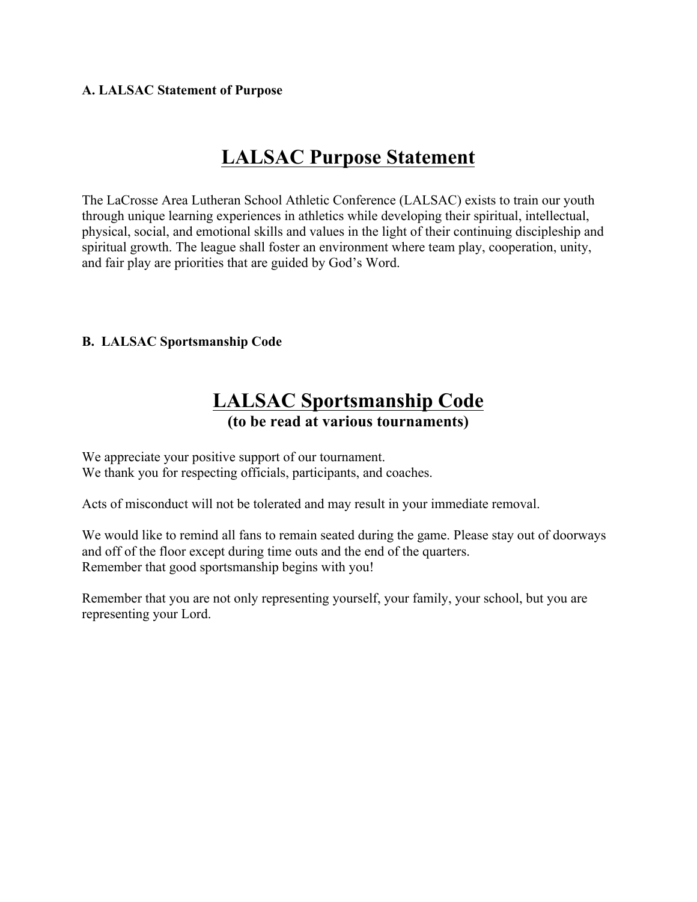**A. LALSAC Statement of Purpose**

# LALSAC Purpose Statement

The LaCrosse Area Lutheran School Athletic Conference (LALSAC) exists to train our youth through unique learning experiences in athletics while developing their spiritual, intellectual, physical, social, and emotional skills and values in the light of their continuing discipleship and spiritual growth. The league shall foster an environment where team play, cooperation, unity, and fair play are priorities that are guided by God's Word.

**B. LALSAC Sportsmanship Code**

# LALSAC Sportsmanship Code

**(to be read at various tournaments)**

We appreciate your positive support of our tournament.
We thank you for respecting officials, participants, and coaches.

Acts of misconduct will not be tolerated and may result in your immediate removal.

We would like to remind all fans to remain seated during the game. Please stay out of doorways and off of the floor except during time outs and the end of the quarters.
Remember that good sportsmanship begins with you!

Remember that you are not only representing yourself, your family, your school, but you are representing your Lord.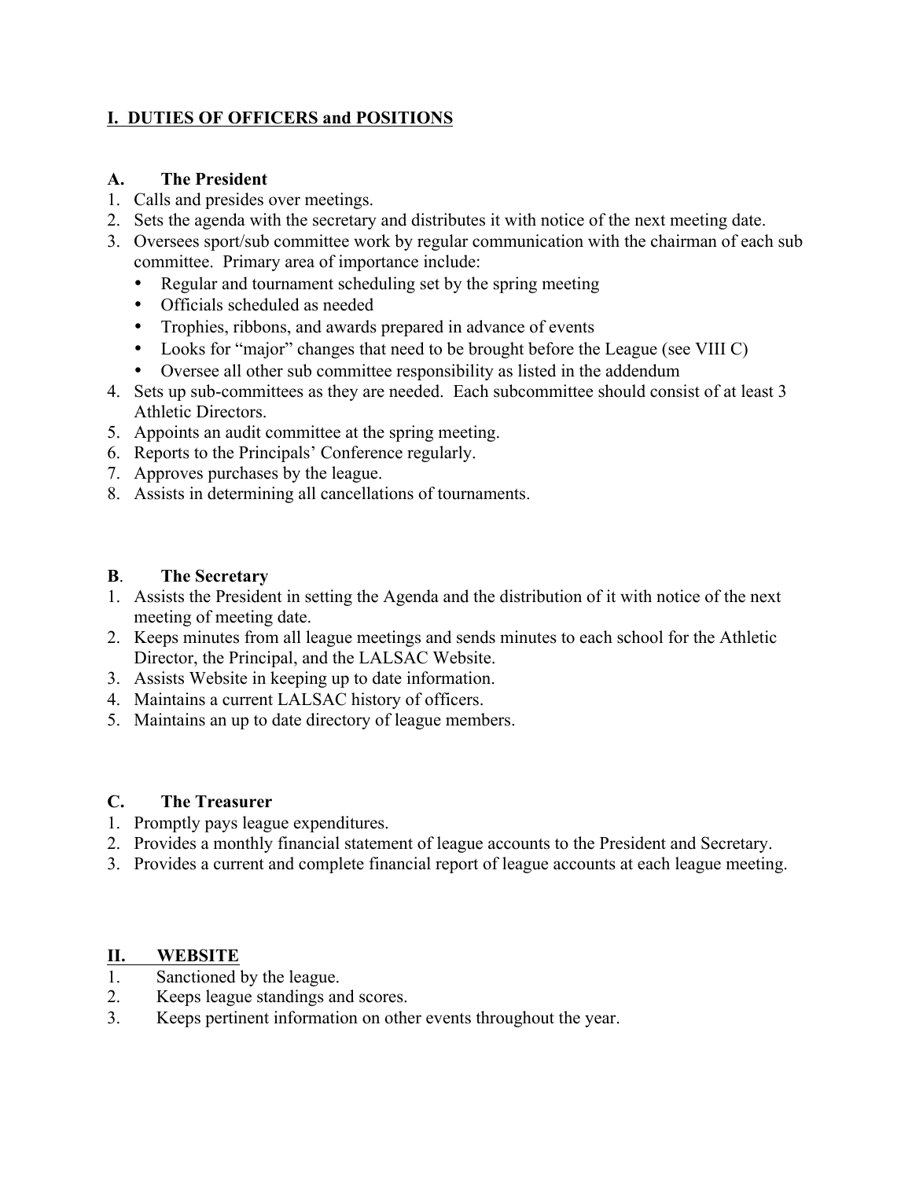## I. DUTIES OF OFFICERS and POSITIONS

### A. The President

1. Calls and presides over meetings.
2. Sets the agenda with the secretary and distributes it with notice of the next meeting date.
3. Oversees sport/sub committee work by regular communication with the chairman of each sub committee. Primary area of importance include:
   - Regular and tournament scheduling set by the spring meeting
   - Officials scheduled as needed
   - Trophies, ribbons, and awards prepared in advance of events
   - Looks for "major" changes that need to be brought before the League (see VIII C)
   - Oversee all other sub committee responsibility as listed in the addendum
4. Sets up sub-committees as they are needed. Each subcommittee should consist of at least 3 Athletic Directors.
5. Appoints an audit committee at the spring meeting.
6. Reports to the Principals' Conference regularly.
7. Approves purchases by the league.
8. Assists in determining all cancellations of tournaments.

### B. The Secretary

1. Assists the President in setting the Agenda and the distribution of it with notice of the next meeting of meeting date.
2. Keeps minutes from all league meetings and sends minutes to each school for the Athletic Director, the Principal, and the LALSAC Website.
3. Assists Website in keeping up to date information.
4. Maintains a current LALSAC history of officers.
5. Maintains an up to date directory of league members.

### C. The Treasurer

1. Promptly pays league expenditures.
2. Provides a monthly financial statement of league accounts to the President and Secretary.
3. Provides a current and complete financial report of league accounts at each league meeting.

## II. WEBSITE

1. Sanctioned by the league.
2. Keeps league standings and scores.
3. Keeps pertinent information on other events throughout the year.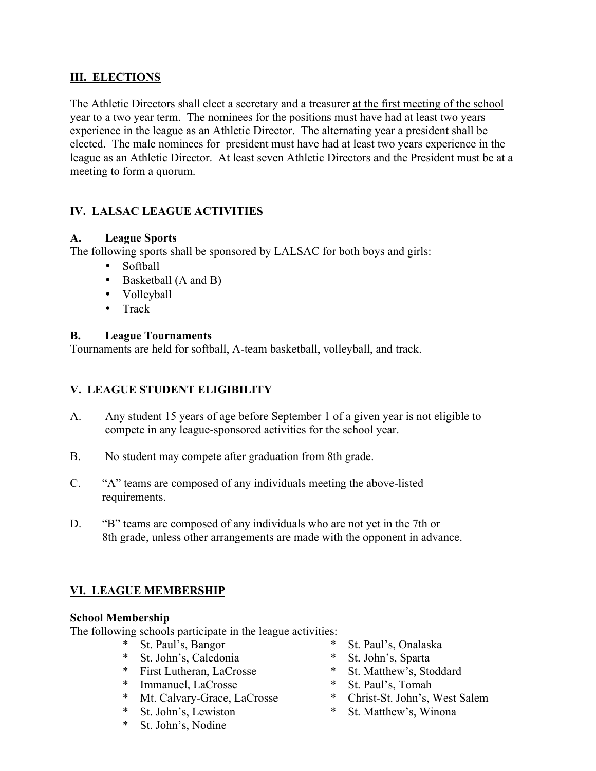## III. ELECTIONS

The Athletic Directors shall elect a secretary and a treasurer at the first meeting of the school year to a two year term. The nominees for the positions must have had at least two years experience in the league as an Athletic Director. The alternating year a president shall be elected. The male nominees for president must have had at least two years experience in the league as an Athletic Director. At least seven Athletic Directors and the President must be at a meeting to form a quorum.

## IV. LALSAC LEAGUE ACTIVITIES

### A. League Sports

The following sports shall be sponsored by LALSAC for both boys and girls:

- Softball
- Basketball (A and B)
- Volleyball
- Track

### B. League Tournaments

Tournaments are held for softball, A-team basketball, volleyball, and track.

## V. LEAGUE STUDENT ELIGIBILITY

A. Any student 15 years of age before September 1 of a given year is not eligible to compete in any league-sponsored activities for the school year.

B. No student may compete after graduation from 8th grade.

C. "A" teams are composed of any individuals meeting the above-listed requirements.

D. "B" teams are composed of any individuals who are not yet in the 7th or 8th grade, unless other arrangements are made with the opponent in advance.

## VI. LEAGUE MEMBERSHIP

**School Membership**

The following schools participate in the league activities:

- St. Paul's, Bangor
- St. John's, Caledonia
- First Lutheran, LaCrosse
- Immanuel, LaCrosse
- Mt. Calvary-Grace, LaCrosse
- St. John's, Lewiston
- St. John's, Nodine
- St. Paul's, Onalaska
- St. John's, Sparta
- St. Matthew's, Stoddard
- St. Paul's, Tomah
- Christ-St. John's, West Salem
- St. Matthew's, Winona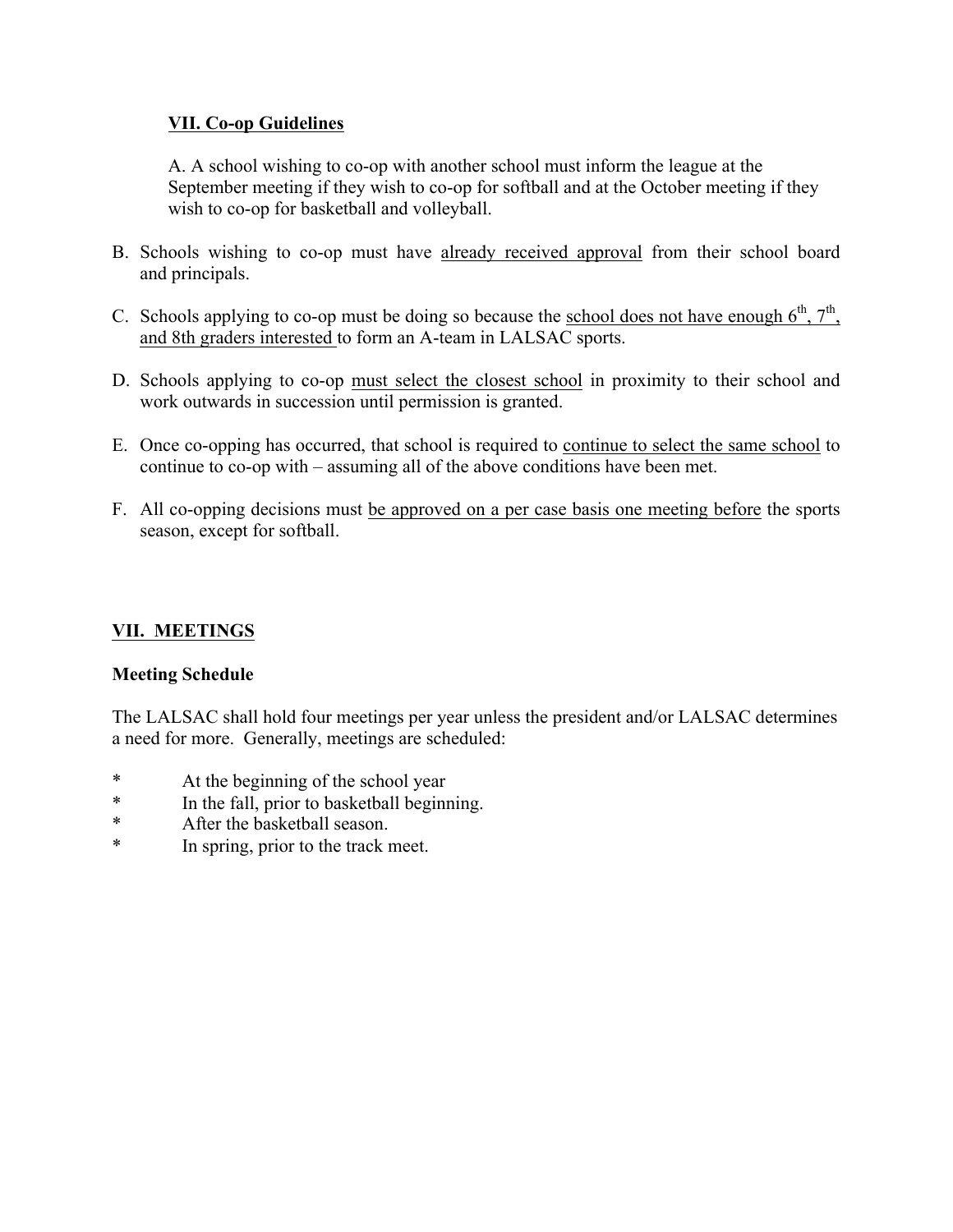## VII. Co-op Guidelines

A. A school wishing to co-op with another school must inform the league at the September meeting if they wish to co-op for softball and at the October meeting if they wish to co-op for basketball and volleyball.

B. Schools wishing to co-op must have already received approval from their school board and principals.

C. Schools applying to co-op must be doing so because the school does not have enough 6th, 7th, and 8th graders interested to form an A-team in LALSAC sports.

D. Schools applying to co-op must select the closest school in proximity to their school and work outwards in succession until permission is granted.

E. Once co-opping has occurred, that school is required to continue to select the same school to continue to co-op with – assuming all of the above conditions have been met.

F. All co-opping decisions must be approved on a per case basis one meeting before the sports season, except for softball.

## VII. MEETINGS

### Meeting Schedule

The LALSAC shall hold four meetings per year unless the president and/or LALSAC determines a need for more. Generally, meetings are scheduled:

- At the beginning of the school year
- In the fall, prior to basketball beginning.
- After the basketball season.
- In spring, prior to the track meet.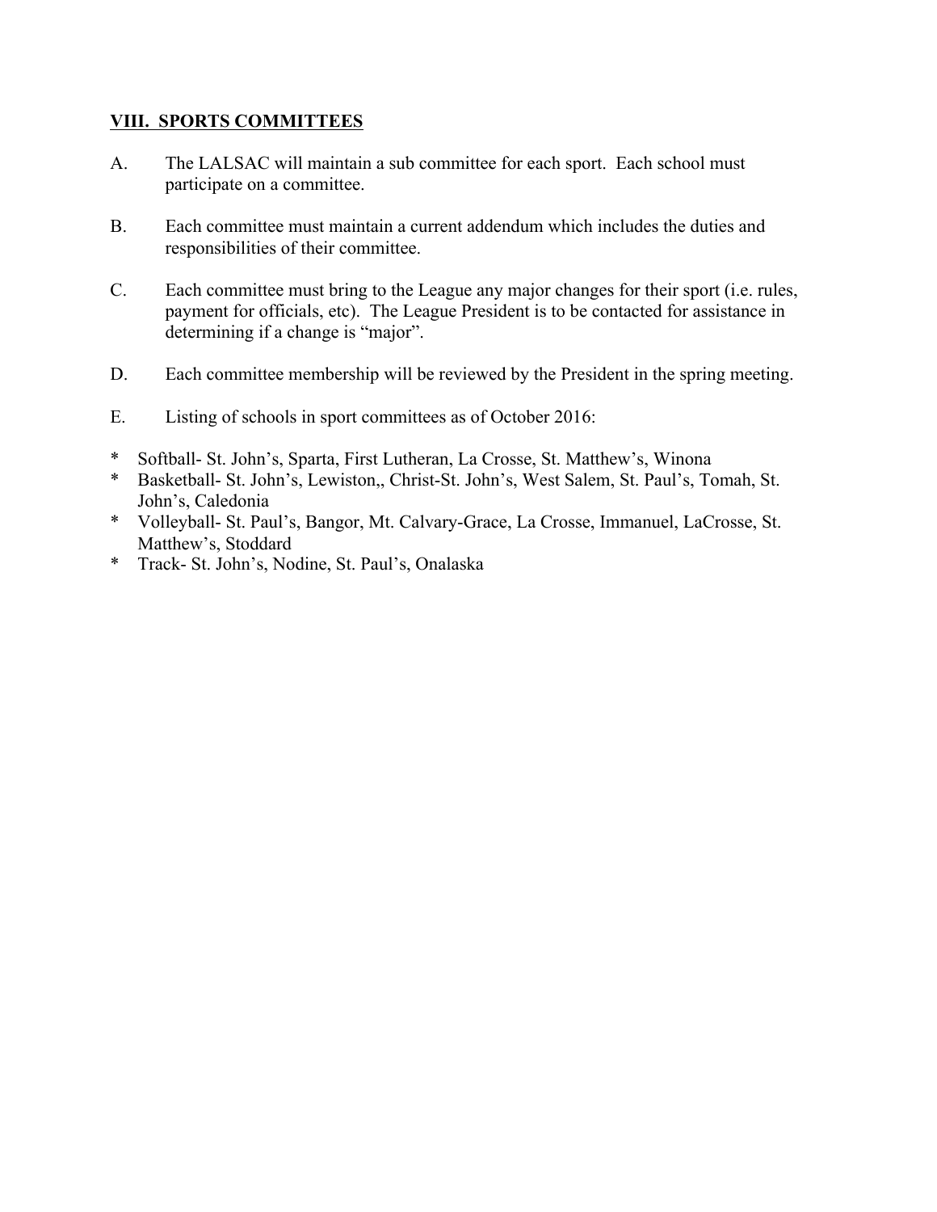## VIII. SPORTS COMMITTEES

A. The LALSAC will maintain a sub committee for each sport. Each school must participate on a committee.

B. Each committee must maintain a current addendum which includes the duties and responsibilities of their committee.

C. Each committee must bring to the League any major changes for their sport (i.e. rules, payment for officials, etc). The League President is to be contacted for assistance in determining if a change is "major".

D. Each committee membership will be reviewed by the President in the spring meeting.

E. Listing of schools in sport committees as of October 2016:

* Softball- St. John's, Sparta, First Lutheran, La Crosse, St. Matthew's, Winona
* Basketball- St. John's, Lewiston,, Christ-St. John's, West Salem, St. Paul's, Tomah, St. John's, Caledonia
* Volleyball- St. Paul's, Bangor, Mt. Calvary-Grace, La Crosse, Immanuel, LaCrosse, St. Matthew's, Stoddard
* Track- St. John's, Nodine, St. Paul's, Onalaska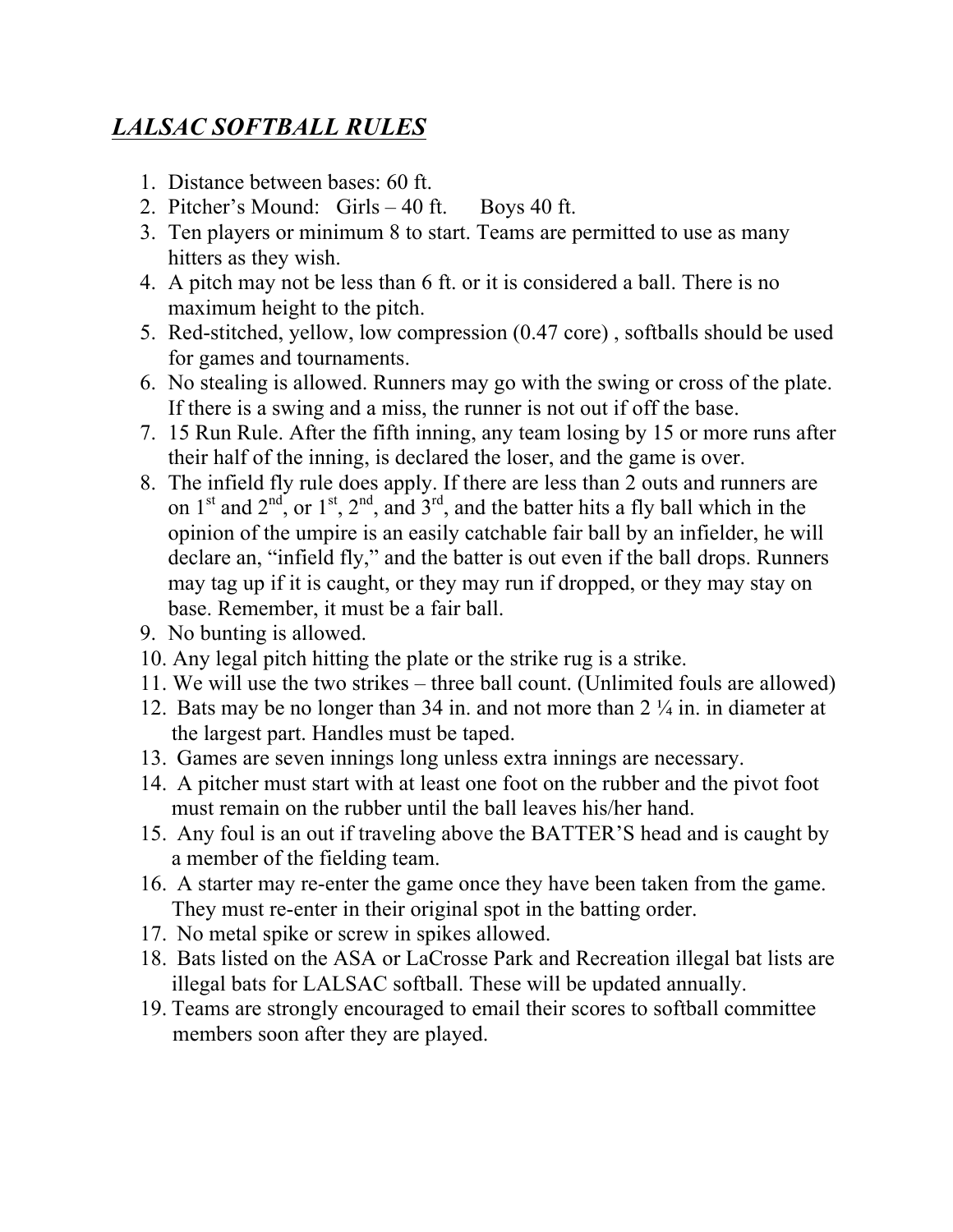## *LALSAC SOFTBALL RULES*

1. Distance between bases: 60 ft.
2. Pitcher's Mound: Girls – 40 ft. Boys 40 ft.
3. Ten players or minimum 8 to start. Teams are permitted to use as many hitters as they wish.
4. A pitch may not be less than 6 ft. or it is considered a ball. There is no maximum height to the pitch.
5. Red-stitched, yellow, low compression (0.47 core) , softballs should be used for games and tournaments.
6. No stealing is allowed. Runners may go with the swing or cross of the plate. If there is a swing and a miss, the runner is not out if off the base.
7. 15 Run Rule. After the fifth inning, any team losing by 15 or more runs after their half of the inning, is declared the loser, and the game is over.
8. The infield fly rule does apply. If there are less than 2 outs and runners are on 1st and 2nd, or 1st, 2nd, and 3rd, and the batter hits a fly ball which in the opinion of the umpire is an easily catchable fair ball by an infielder, he will declare an, "infield fly," and the batter is out even if the ball drops. Runners may tag up if it is caught, or they may run if dropped, or they may stay on base. Remember, it must be a fair ball.
9. No bunting is allowed.
10. Any legal pitch hitting the plate or the strike rug is a strike.
11. We will use the two strikes – three ball count. (Unlimited fouls are allowed)
12. Bats may be no longer than 34 in. and not more than 2 ¼ in. in diameter at the largest part. Handles must be taped.
13. Games are seven innings long unless extra innings are necessary.
14. A pitcher must start with at least one foot on the rubber and the pivot foot must remain on the rubber until the ball leaves his/her hand.
15. Any foul is an out if traveling above the BATTER'S head and is caught by a member of the fielding team.
16. A starter may re-enter the game once they have been taken from the game. They must re-enter in their original spot in the batting order.
17. No metal spike or screw in spikes allowed.
18. Bats listed on the ASA or LaCrosse Park and Recreation illegal bat lists are illegal bats for LALSAC softball. These will be updated annually.
19. Teams are strongly encouraged to email their scores to softball committee members soon after they are played.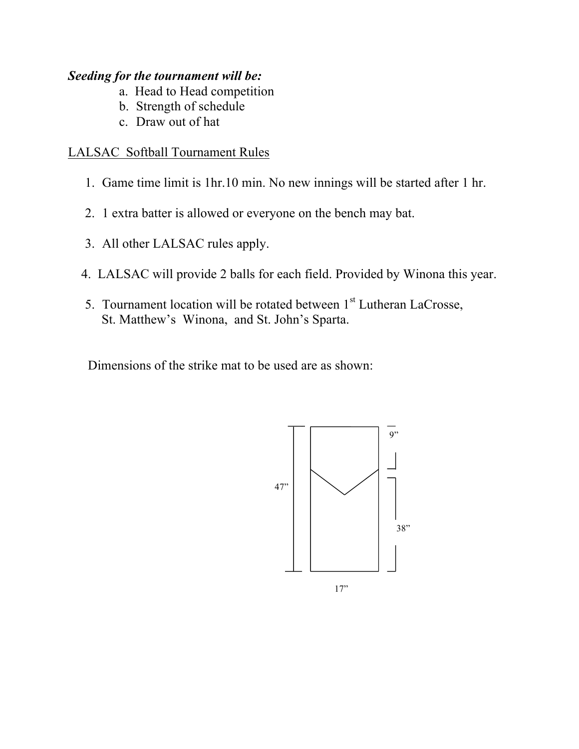***Seeding for the tournament will be:***

a. Head to Head competition
b. Strength of schedule
c. Draw out of hat

LALSAC Softball Tournament Rules

1. Game time limit is 1hr.10 min. No new innings will be started after 1 hr.

2. 1 extra batter is allowed or everyone on the bench may bat.

3. All other LALSAC rules apply.

4. LALSAC will provide 2 balls for each field. Provided by Winona this year.

5. Tournament location will be rotated between 1st Lutheran LaCrosse, St. Matthew's Winona, and St. John's Sparta.

Dimensions of the strike mat to be used are as shown:

47”

9”

38”

17”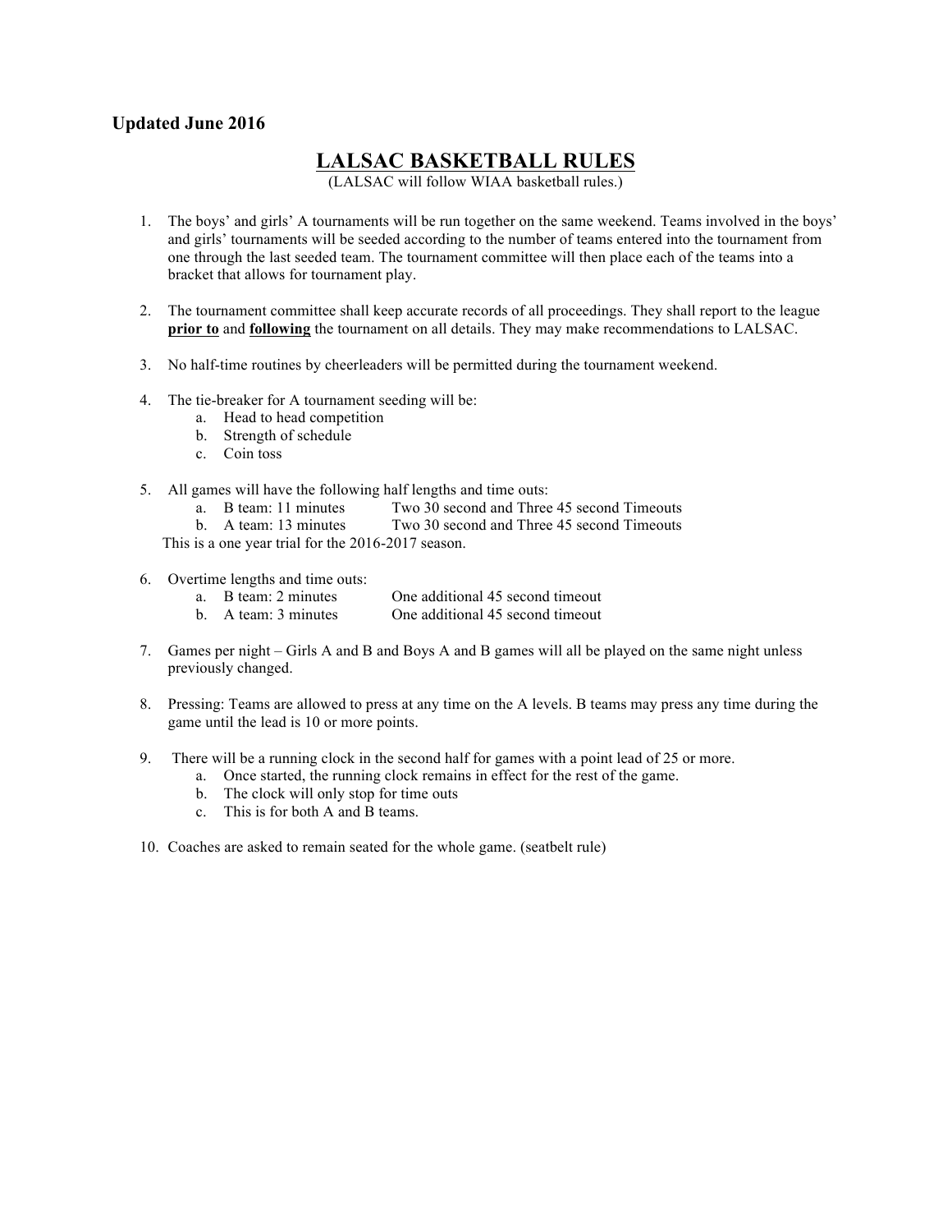**Updated June 2016**

# LALSAC BASKETBALL RULES

(LALSAC will follow WIAA basketball rules.)

1. The boys' and girls' A tournaments will be run together on the same weekend. Teams involved in the boys' and girls' tournaments will be seeded according to the number of teams entered into the tournament from one through the last seeded team. The tournament committee will then place each of the teams into a bracket that allows for tournament play.

2. The tournament committee shall keep accurate records of all proceedings. They shall report to the league **prior to** and **following** the tournament on all details. They may make recommendations to LALSAC.

3. No half-time routines by cheerleaders will be permitted during the tournament weekend.

4. The tie-breaker for A tournament seeding will be:
   a. Head to head competition
   b. Strength of schedule
   c. Coin toss

5. All games will have the following half lengths and time outs:
   a. B team: 11 minutes Two 30 second and Three 45 second Timeouts
   b. A team: 13 minutes Two 30 second and Three 45 second Timeouts

   This is a one year trial for the 2016-2017 season.

6. Overtime lengths and time outs:
   a. B team: 2 minutes One additional 45 second timeout
   b. A team: 3 minutes One additional 45 second timeout

7. Games per night – Girls A and B and Boys A and B games will all be played on the same night unless previously changed.

8. Pressing: Teams are allowed to press at any time on the A levels. B teams may press any time during the game until the lead is 10 or more points.

9. There will be a running clock in the second half for games with a point lead of 25 or more.
   a. Once started, the running clock remains in effect for the rest of the game.
   b. The clock will only stop for time outs
   c. This is for both A and B teams.

10. Coaches are asked to remain seated for the whole game. (seatbelt rule)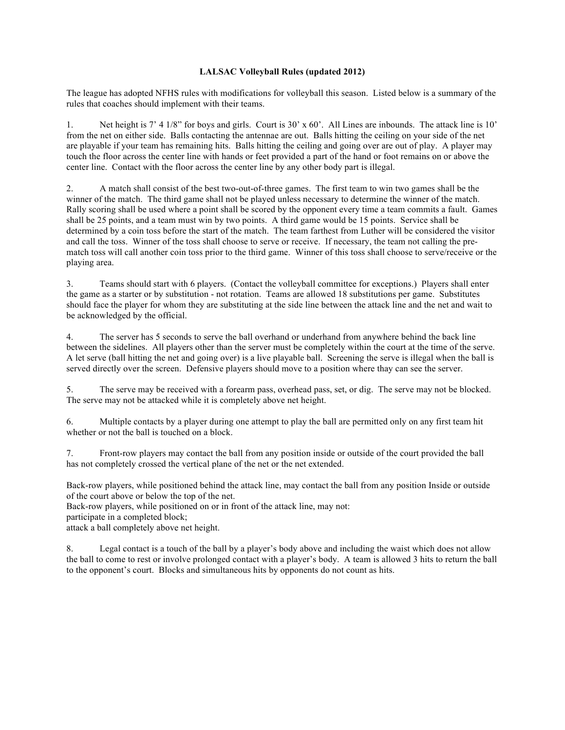# LALSAC Volleyball Rules (updated 2012)

The league has adopted NFHS rules with modifications for volleyball this season. Listed below is a summary of the rules that coaches should implement with their teams.

1. Net height is 7' 4 1/8" for boys and girls. Court is 30' x 60'. All Lines are inbounds. The attack line is 10' from the net on either side. Balls contacting the antennae are out. Balls hitting the ceiling on your side of the net are playable if your team has remaining hits. Balls hitting the ceiling and going over are out of play. A player may touch the floor across the center line with hands or feet provided a part of the hand or foot remains on or above the center line. Contact with the floor across the center line by any other body part is illegal.

2. A match shall consist of the best two-out-of-three games. The first team to win two games shall be the winner of the match. The third game shall not be played unless necessary to determine the winner of the match. Rally scoring shall be used where a point shall be scored by the opponent every time a team commits a fault. Games shall be 25 points, and a team must win by two points. A third game would be 15 points. Service shall be determined by a coin toss before the start of the match. The team farthest from Luther will be considered the visitor and call the toss. Winner of the toss shall choose to serve or receive. If necessary, the team not calling the pre-match toss will call another coin toss prior to the third game. Winner of this toss shall choose to serve/receive or the playing area.

3. Teams should start with 6 players. (Contact the volleyball committee for exceptions.) Players shall enter the game as a starter or by substitution - not rotation. Teams are allowed 18 substitutions per game. Substitutes should face the player for whom they are substituting at the side line between the attack line and the net and wait to be acknowledged by the official.

4. The server has 5 seconds to serve the ball overhand or underhand from anywhere behind the back line between the sidelines. All players other than the server must be completely within the court at the time of the serve. A let serve (ball hitting the net and going over) is a live playable ball. Screening the serve is illegal when the ball is served directly over the screen. Defensive players should move to a position where thay can see the server.

5. The serve may be received with a forearm pass, overhead pass, set, or dig. The serve may not be blocked. The serve may not be attacked while it is completely above net height.

6. Multiple contacts by a player during one attempt to play the ball are permitted only on any first team hit whether or not the ball is touched on a block.

7. Front-row players may contact the ball from any position inside or outside of the court provided the ball has not completely crossed the vertical plane of the net or the net extended.

Back-row players, while positioned behind the attack line, may contact the ball from any position Inside or outside of the court above or below the top of the net.
Back-row players, while positioned on or in front of the attack line, may not:
participate in a completed block;
attack a ball completely above net height.

8. Legal contact is a touch of the ball by a player's body above and including the waist which does not allow the ball to come to rest or involve prolonged contact with a player's body. A team is allowed 3 hits to return the ball to the opponent's court. Blocks and simultaneous hits by opponents do not count as hits.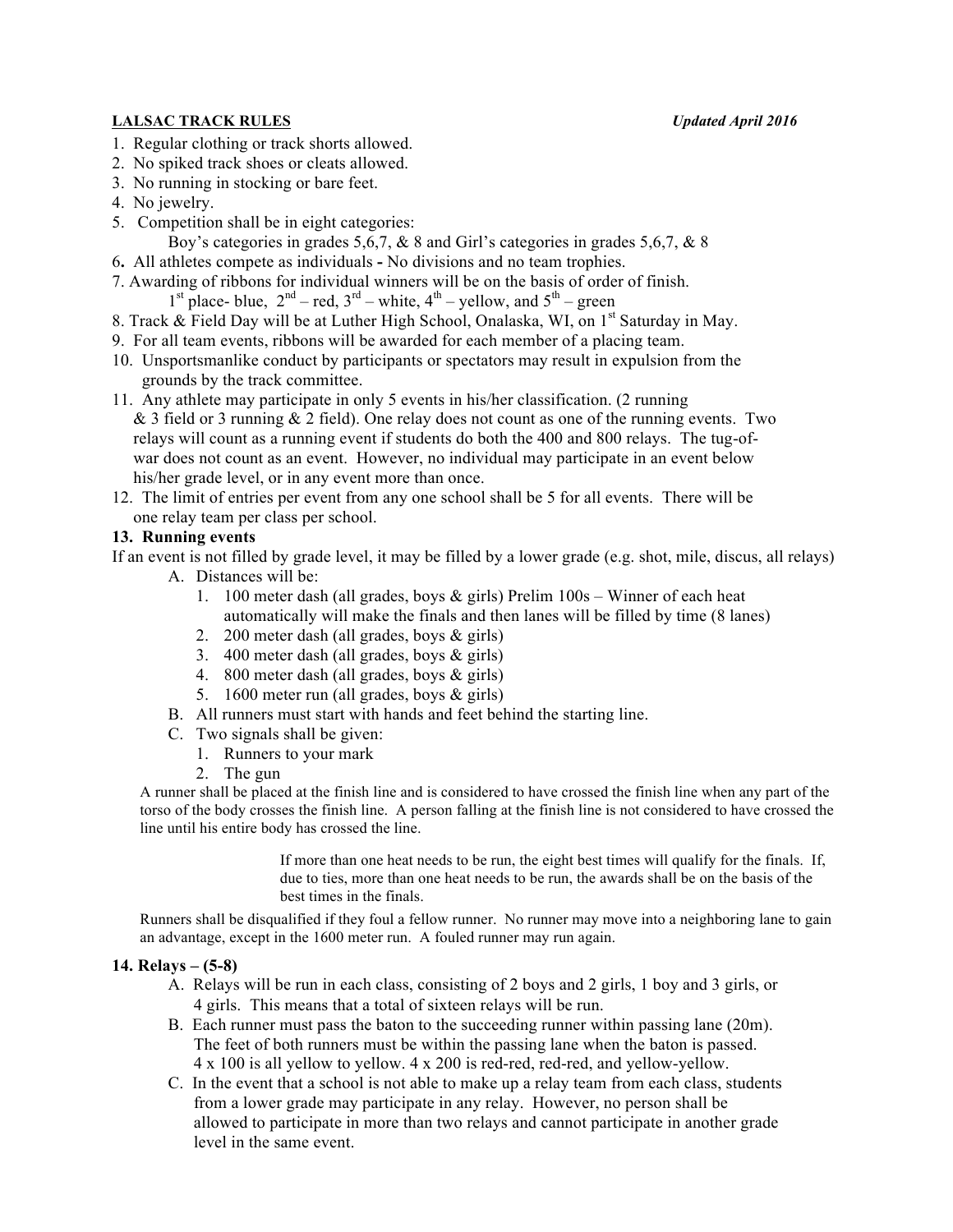**LALSAC TRACK RULES** ***Updated April 2016***

1. Regular clothing or track shorts allowed.
2. No spiked track shoes or cleats allowed.
3. No running in stocking or bare feet.
4. No jewelry.
5. Competition shall be in eight categories:
   Boy's categories in grades 5,6,7, & 8 and Girl's categories in grades 5,6,7, & 8
6. All athletes compete as individuals **-** No divisions and no team trophies.
7. Awarding of ribbons for individual winners will be on the basis of order of finish.
   1st place- blue, 2nd – red, 3rd – white, 4th – yellow, and 5th – green
8. Track & Field Day will be at Luther High School, Onalaska, WI, on 1st Saturday in May.
9. For all team events, ribbons will be awarded for each member of a placing team.
10. Unsportsmanlike conduct by participants or spectators may result in expulsion from the grounds by the track committee.
11. Any athlete may participate in only 5 events in his/her classification. (2 running & 3 field or 3 running & 2 field). One relay does not count as one of the running events. Two relays will count as a running event if students do both the 400 and 800 relays. The tug-of-war does not count as an event. However, no individual may participate in an event below his/her grade level, or in any event more than once.
12. The limit of entries per event from any one school shall be 5 for all events. There will be one relay team per class per school.

**13. Running events**

If an event is not filled by grade level, it may be filled by a lower grade (e.g. shot, mile, discus, all relays)

A. Distances will be:
   1. 100 meter dash (all grades, boys & girls) Prelim 100s – Winner of each heat automatically will make the finals and then lanes will be filled by time (8 lanes)
   2. 200 meter dash (all grades, boys & girls)
   3. 400 meter dash (all grades, boys & girls)
   4. 800 meter dash (all grades, boys & girls)
   5. 1600 meter run (all grades, boys & girls)

B. All runners must start with hands and feet behind the starting line.

C. Two signals shall be given:
   1. Runners to your mark
   2. The gun

A runner shall be placed at the finish line and is considered to have crossed the finish line when any part of the torso of the body crosses the finish line. A person falling at the finish line is not considered to have crossed the line until his entire body has crossed the line.

If more than one heat needs to be run, the eight best times will qualify for the finals. If, due to ties, more than one heat needs to be run, the awards shall be on the basis of the best times in the finals.

Runners shall be disqualified if they foul a fellow runner. No runner may move into a neighboring lane to gain an advantage, except in the 1600 meter run. A fouled runner may run again.

**14. Relays – (5-8)**

A. Relays will be run in each class, consisting of 2 boys and 2 girls, 1 boy and 3 girls, or 4 girls. This means that a total of sixteen relays will be run.

B. Each runner must pass the baton to the succeeding runner within passing lane (20m). The feet of both runners must be within the passing lane when the baton is passed. 4 x 100 is all yellow to yellow. 4 x 200 is red-red, red-red, and yellow-yellow.

C. In the event that a school is not able to make up a relay team from each class, students from a lower grade may participate in any relay. However, no person shall be allowed to participate in more than two relays and cannot participate in another grade level in the same event.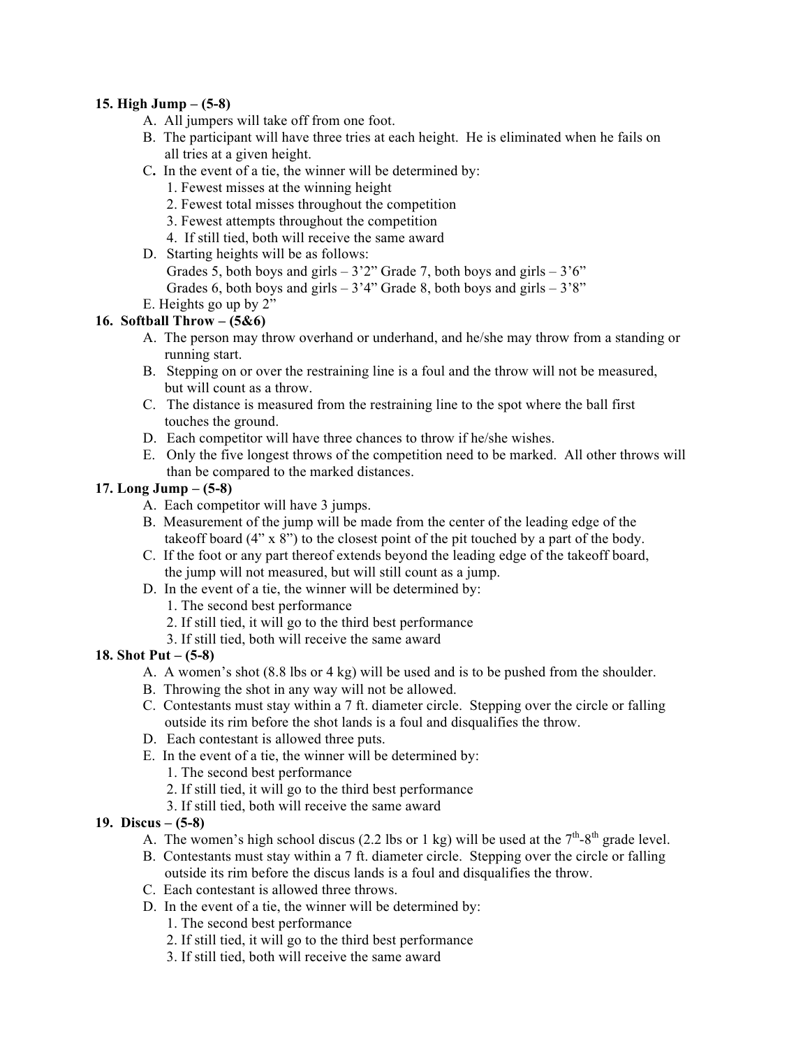**15. High Jump – (5-8)**

A. All jumpers will take off from one foot.

B. The participant will have three tries at each height. He is eliminated when he fails on all tries at a given height.

C. In the event of a tie, the winner will be determined by:

1. Fewest misses at the winning height
2. Fewest total misses throughout the competition
3. Fewest attempts throughout the competition
4. If still tied, both will receive the same award

D. Starting heights will be as follows:

Grades 5, both boys and girls – 3'2" Grade 7, both boys and girls – 3'6"

Grades 6, both boys and girls – 3'4" Grade 8, both boys and girls – 3'8"

E. Heights go up by 2"

**16. Softball Throw – (5&6)**

A. The person may throw overhand or underhand, and he/she may throw from a standing or running start.

B. Stepping on or over the restraining line is a foul and the throw will not be measured, but will count as a throw.

C. The distance is measured from the restraining line to the spot where the ball first touches the ground.

D. Each competitor will have three chances to throw if he/she wishes.

E. Only the five longest throws of the competition need to be marked. All other throws will than be compared to the marked distances.

**17. Long Jump – (5-8)**

A. Each competitor will have 3 jumps.

B. Measurement of the jump will be made from the center of the leading edge of the takeoff board (4" x 8") to the closest point of the pit touched by a part of the body.

C. If the foot or any part thereof extends beyond the leading edge of the takeoff board, the jump will not measured, but will still count as a jump.

D. In the event of a tie, the winner will be determined by:

1. The second best performance
2. If still tied, it will go to the third best performance
3. If still tied, both will receive the same award

**18. Shot Put – (5-8)**

A. A women's shot (8.8 lbs or 4 kg) will be used and is to be pushed from the shoulder.

B. Throwing the shot in any way will not be allowed.

C. Contestants must stay within a 7 ft. diameter circle. Stepping over the circle or falling outside its rim before the shot lands is a foul and disqualifies the throw.

D. Each contestant is allowed three puts.

E. In the event of a tie, the winner will be determined by:

1. The second best performance
2. If still tied, it will go to the third best performance
3. If still tied, both will receive the same award

**19. Discus – (5-8)**

A. The women's high school discus (2.2 lbs or 1 kg) will be used at the 7th-8th grade level.

B. Contestants must stay within a 7 ft. diameter circle. Stepping over the circle or falling outside its rim before the discus lands is a foul and disqualifies the throw.

C. Each contestant is allowed three throws.

D. In the event of a tie, the winner will be determined by:

1. The second best performance
2. If still tied, it will go to the third best performance
3. If still tied, both will receive the same award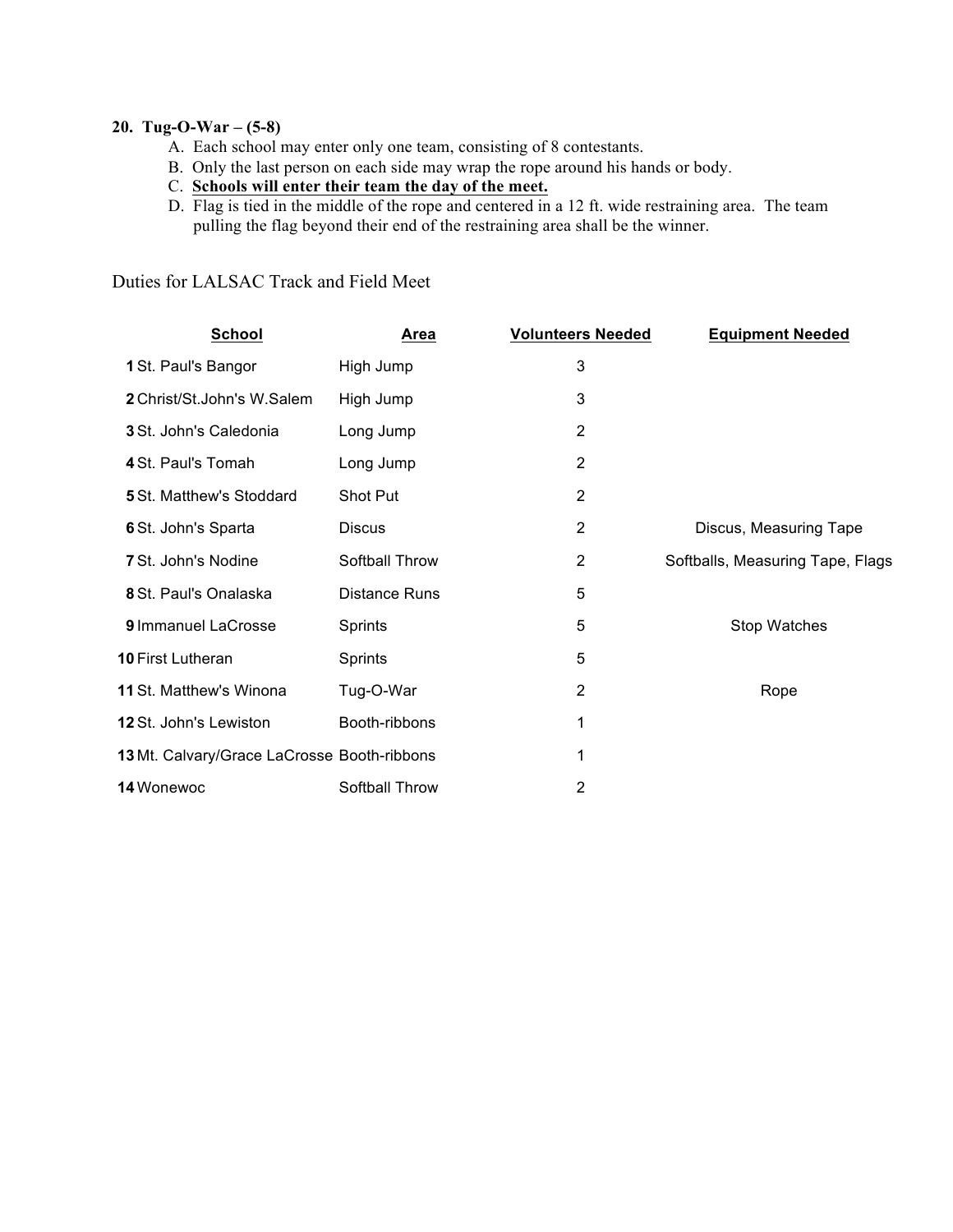**20. Tug-O-War – (5-8)**

A. Each school may enter only one team, consisting of 8 contestants.
B. Only the last person on each side may wrap the rope around his hands or body.
C. **Schools will enter their team the day of the meet.**
D. Flag is tied in the middle of the rope and centered in a 12 ft. wide restraining area. The team pulling the flag beyond their end of the restraining area shall be the winner.

Duties for LALSAC Track and Field Meet

| | School | Area | Volunteers Needed | Equipment Needed |
|---|---|---|---|---|
| **1** | St. Paul's Bangor | High Jump | 3 | |
| **2** | Christ/St.John's W.Salem | High Jump | 3 | |
| **3** | St. John's Caledonia | Long Jump | 2 | |
| **4** | St. Paul's Tomah | Long Jump | 2 | |
| **5** | St. Matthew's Stoddard | Shot Put | 2 | |
| **6** | St. John's Sparta | Discus | 2 | Discus, Measuring Tape |
| **7** | St. John's Nodine | Softball Throw | 2 | Softballs, Measuring Tape, Flags |
| **8** | St. Paul's Onalaska | Distance Runs | 5 | |
| **9** | Immanuel LaCrosse | Sprints | 5 | Stop Watches |
| **10** | First Lutheran | Sprints | 5 | |
| **11** | St. Matthew's Winona | Tug-O-War | 2 | Rope |
| **12** | St. John's Lewiston | Booth-ribbons | 1 | |
| **13** | Mt. Calvary/Grace LaCrosse | Booth-ribbons | 1 | |
| **14** | Wonewoc | Softball Throw | 2 | |